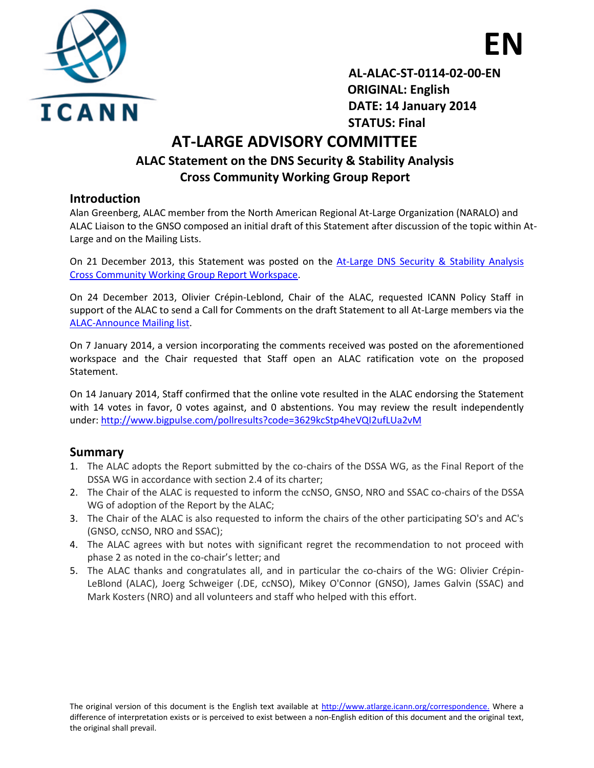**EN**

**AL-ALAC-ST-0114-02-00-EN**
**ORIGINAL: English**
**DATE: 14 January 2014**
**STATUS: Final**

# AT-LARGE ADVISORY COMMITTEE

## ALAC Statement on the DNS Security & Stability Analysis Cross Community Working Group Report

### Introduction

Alan Greenberg, ALAC member from the North American Regional At-Large Organization (NARALO) and ALAC Liaison to the GNSO composed an initial draft of this Statement after discussion of the topic within At-Large and on the Mailing Lists.

On 21 December 2013, this Statement was posted on the At-Large DNS Security & Stability Analysis Cross Community Working Group Report Workspace.

On 24 December 2013, Olivier Crépin-Leblond, Chair of the ALAC, requested ICANN Policy Staff in support of the ALAC to send a Call for Comments on the draft Statement to all At-Large members via the ALAC-Announce Mailing list.

On 7 January 2014, a version incorporating the comments received was posted on the aforementioned workspace and the Chair requested that Staff open an ALAC ratification vote on the proposed Statement.

On 14 January 2014, Staff confirmed that the online vote resulted in the ALAC endorsing the Statement with 14 votes in favor, 0 votes against, and 0 abstentions. You may review the result independently under: http://www.bigpulse.com/pollresults?code=3629kcStp4heVQI2ufLUa2vM

### Summary

1. The ALAC adopts the Report submitted by the co-chairs of the DSSA WG, as the Final Report of the DSSA WG in accordance with section 2.4 of its charter;
2. The Chair of the ALAC is requested to inform the ccNSO, GNSO, NRO and SSAC co-chairs of the DSSA WG of adoption of the Report by the ALAC;
3. The Chair of the ALAC is also requested to inform the chairs of the other participating SO's and AC's (GNSO, ccNSO, NRO and SSAC);
4. The ALAC agrees with but notes with significant regret the recommendation to not proceed with phase 2 as noted in the co-chair's letter; and
5. The ALAC thanks and congratulates all, and in particular the co-chairs of the WG: Olivier Crépin-LeBlond (ALAC), Joerg Schweiger (.DE, ccNSO), Mikey O'Connor (GNSO), James Galvin (SSAC) and Mark Kosters (NRO) and all volunteers and staff who helped with this effort.

The original version of this document is the English text available at http://www.atlarge.icann.org/correspondence. Where a difference of interpretation exists or is perceived to exist between a non-English edition of this document and the original text, the original shall prevail.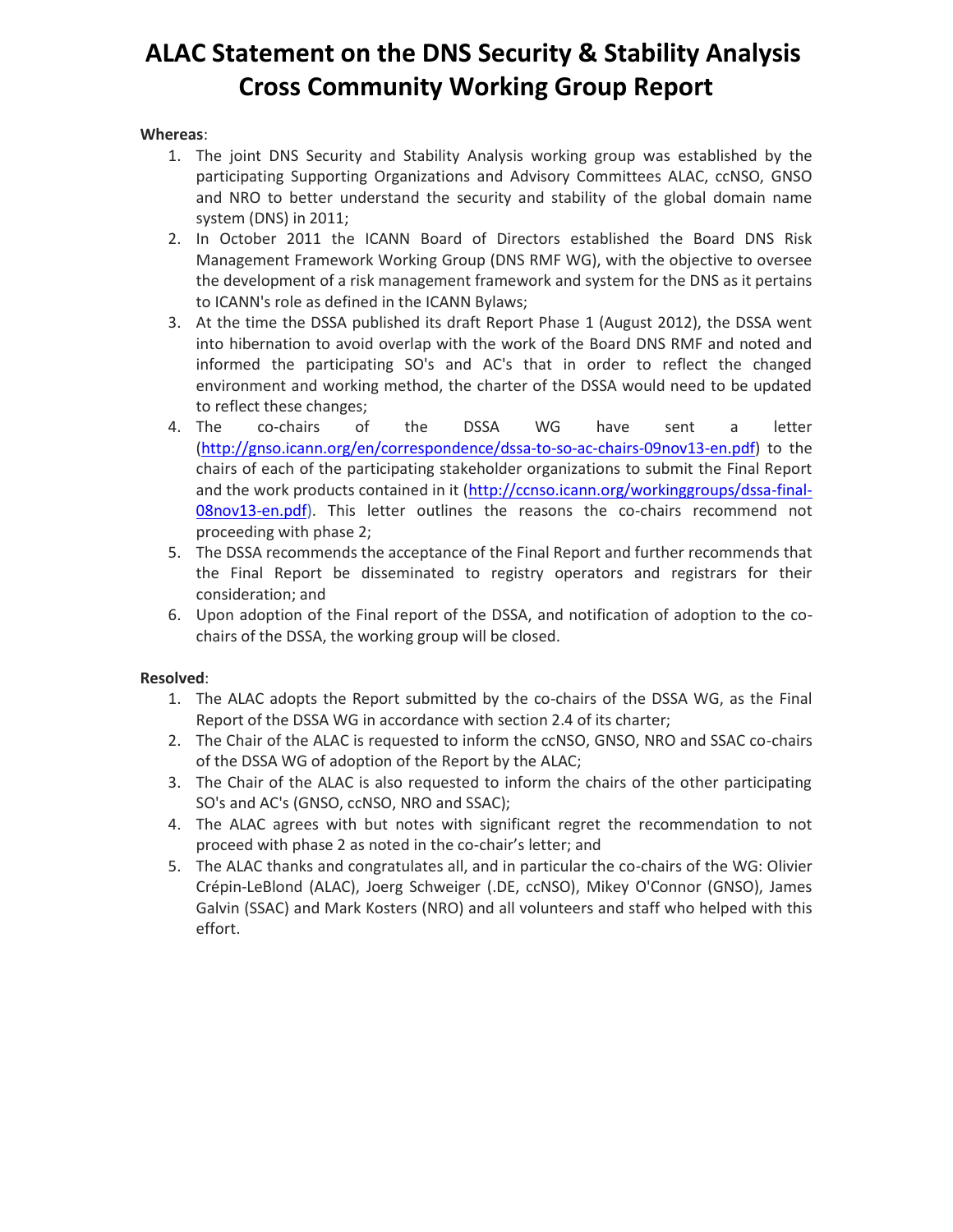# ALAC Statement on the DNS Security & Stability Analysis Cross Community Working Group Report

**Whereas**:

1. The joint DNS Security and Stability Analysis working group was established by the participating Supporting Organizations and Advisory Committees ALAC, ccNSO, GNSO and NRO to better understand the security and stability of the global domain name system (DNS) in 2011;
2. In October 2011 the ICANN Board of Directors established the Board DNS Risk Management Framework Working Group (DNS RMF WG), with the objective to oversee the development of a risk management framework and system for the DNS as it pertains to ICANN's role as defined in the ICANN Bylaws;
3. At the time the DSSA published its draft Report Phase 1 (August 2012), the DSSA went into hibernation to avoid overlap with the work of the Board DNS RMF and noted and informed the participating SO's and AC's that in order to reflect the changed environment and working method, the charter of the DSSA would need to be updated to reflect these changes;
4. The co-chairs of the DSSA WG have sent a letter (http://gnso.icann.org/en/correspondence/dssa-to-so-ac-chairs-09nov13-en.pdf) to the chairs of each of the participating stakeholder organizations to submit the Final Report and the work products contained in it (http://ccnso.icann.org/workinggroups/dssa-final-08nov13-en.pdf). This letter outlines the reasons the co-chairs recommend not proceeding with phase 2;
5. The DSSA recommends the acceptance of the Final Report and further recommends that the Final Report be disseminated to registry operators and registrars for their consideration; and
6. Upon adoption of the Final report of the DSSA, and notification of adoption to the co-chairs of the DSSA, the working group will be closed.

**Resolved**:

1. The ALAC adopts the Report submitted by the co-chairs of the DSSA WG, as the Final Report of the DSSA WG in accordance with section 2.4 of its charter;
2. The Chair of the ALAC is requested to inform the ccNSO, GNSO, NRO and SSAC co-chairs of the DSSA WG of adoption of the Report by the ALAC;
3. The Chair of the ALAC is also requested to inform the chairs of the other participating SO's and AC's (GNSO, ccNSO, NRO and SSAC);
4. The ALAC agrees with but notes with significant regret the recommendation to not proceed with phase 2 as noted in the co-chair's letter; and
5. The ALAC thanks and congratulates all, and in particular the co-chairs of the WG: Olivier Crépin-LeBlond (ALAC), Joerg Schweiger (.DE, ccNSO), Mikey O'Connor (GNSO), James Galvin (SSAC) and Mark Kosters (NRO) and all volunteers and staff who helped with this effort.